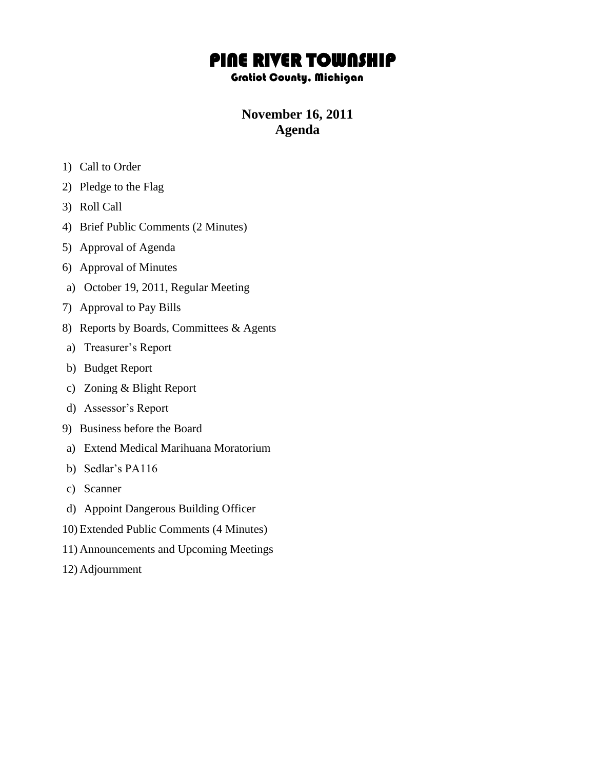# PINE RIVER TOWNSHIP

### Gratiot County, Michigan

## November 16, 2011
## Agenda

1) Call to Order
2) Pledge to the Flag
3) Roll Call
4) Brief Public Comments (2 Minutes)
5) Approval of Agenda
6) Approval of Minutes
   a) October 19, 2011, Regular Meeting
7) Approval to Pay Bills
8) Reports by Boards, Committees & Agents
   a) Treasurer's Report
   b) Budget Report
   c) Zoning & Blight Report
   d) Assessor's Report
9) Business before the Board
   a) Extend Medical Marihuana Moratorium
   b) Sedlar's PA116
   c) Scanner
   d) Appoint Dangerous Building Officer
10) Extended Public Comments (4 Minutes)
11) Announcements and Upcoming Meetings
12) Adjournment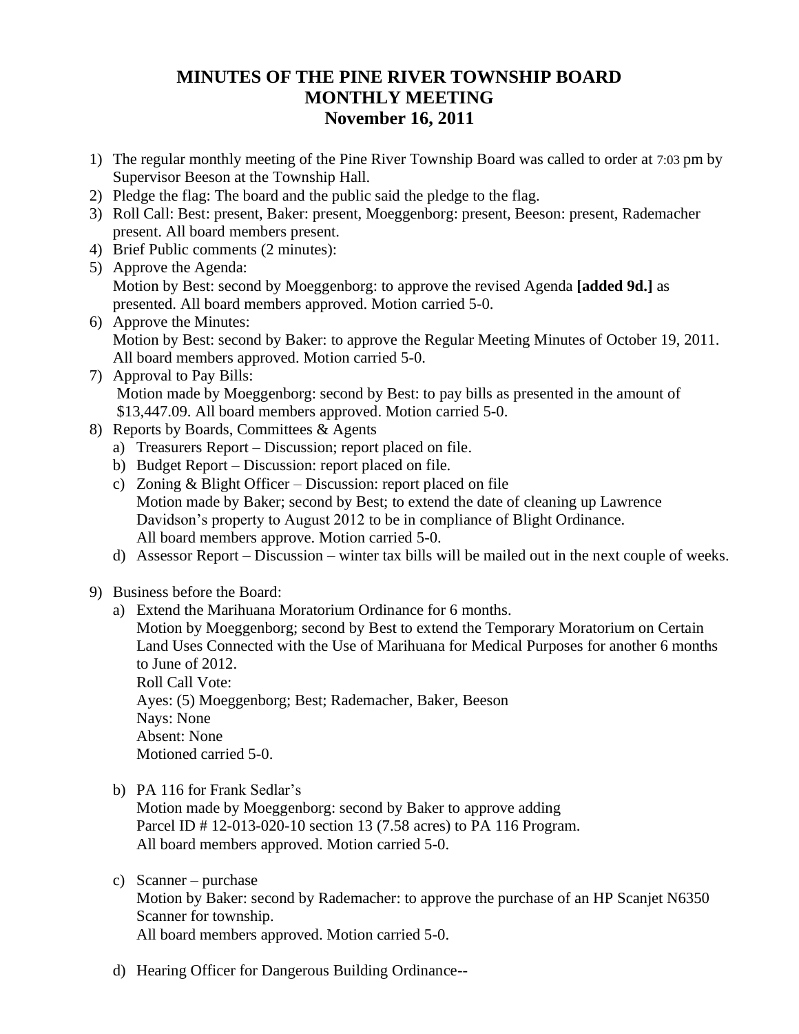# MINUTES OF THE PINE RIVER TOWNSHIP BOARD MONTHLY MEETING November 16, 2011

1) The regular monthly meeting of the Pine River Township Board was called to order at 7:03 pm by Supervisor Beeson at the Township Hall.
2) Pledge the flag: The board and the public said the pledge to the flag.
3) Roll Call: Best: present, Baker: present, Moeggenborg: present, Beeson: present, Rademacher present. All board members present.
4) Brief Public comments (2 minutes):
5) Approve the Agenda:
   Motion by Best: second by Moeggenborg: to approve the revised Agenda **[added 9d.]** as presented. All board members approved. Motion carried 5-0.
6) Approve the Minutes:
   Motion by Best: second by Baker: to approve the Regular Meeting Minutes of October 19, 2011. All board members approved. Motion carried 5-0.
7) Approval to Pay Bills:
   Motion made by Moeggenborg: second by Best: to pay bills as presented in the amount of $13,447.09. All board members approved. Motion carried 5-0.
8) Reports by Boards, Committees & Agents
   a) Treasurers Report – Discussion; report placed on file.
   b) Budget Report – Discussion: report placed on file.
   c) Zoning & Blight Officer – Discussion: report placed on file
      Motion made by Baker; second by Best; to extend the date of cleaning up Lawrence Davidson's property to August 2012 to be in compliance of Blight Ordinance.
      All board members approve. Motion carried 5-0.
   d) Assessor Report – Discussion – winter tax bills will be mailed out in the next couple of weeks.

9) Business before the Board:
   a) Extend the Marihuana Moratorium Ordinance for 6 months.
      Motion by Moeggenborg; second by Best to extend the Temporary Moratorium on Certain Land Uses Connected with the Use of Marihuana for Medical Purposes for another 6 months to June of 2012.
      Roll Call Vote:
      Ayes: (5) Moeggenborg; Best; Rademacher, Baker, Beeson
      Nays: None
      Absent: None
      Motioned carried 5-0.

   b) PA 116 for Frank Sedlar's
      Motion made by Moeggenborg: second by Baker to approve adding Parcel ID # 12-013-020-10 section 13 (7.58 acres) to PA 116 Program.
      All board members approved. Motion carried 5-0.

   c) Scanner – purchase
      Motion by Baker: second by Rademacher: to approve the purchase of an HP Scanjet N6350 Scanner for township.
      All board members approved. Motion carried 5-0.

   d) Hearing Officer for Dangerous Building Ordinance--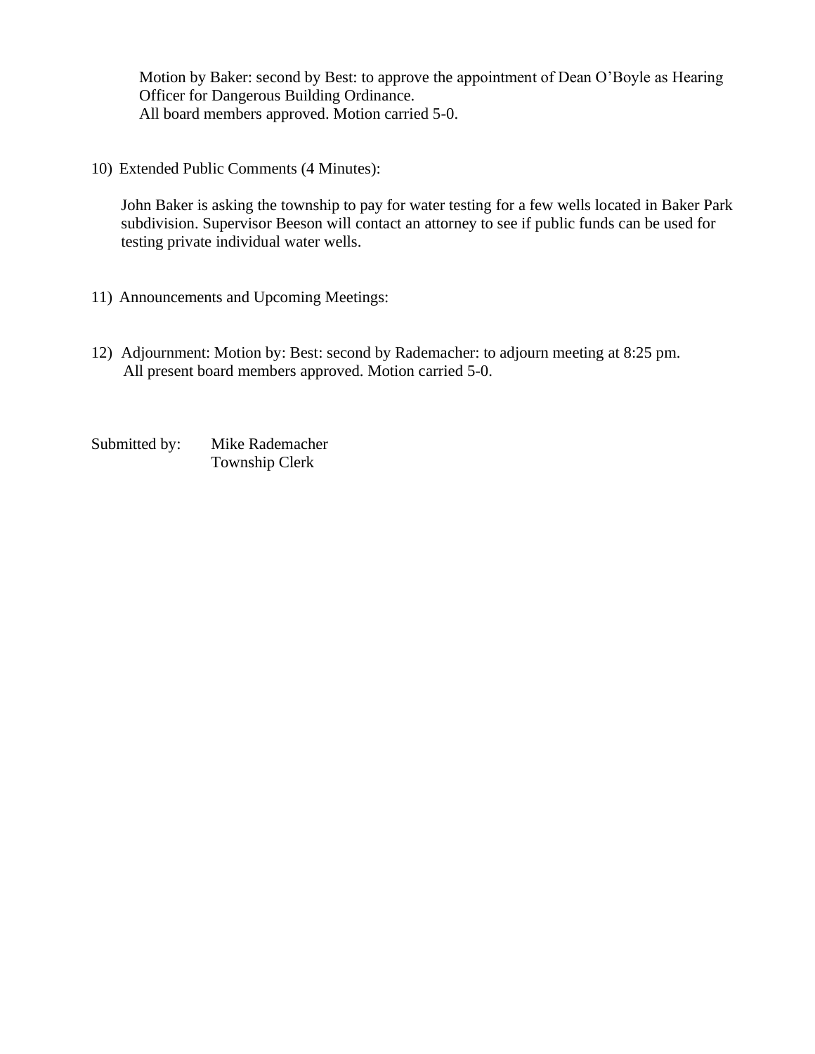Motion by Baker: second by Best: to approve the appointment of Dean O'Boyle as Hearing Officer for Dangerous Building Ordinance.
All board members approved. Motion carried 5-0.

10) Extended Public Comments (4 Minutes):

John Baker is asking the township to pay for water testing for a few wells located in Baker Park subdivision. Supervisor Beeson will contact an attorney to see if public funds can be used for testing private individual water wells.

11) Announcements and Upcoming Meetings:

12) Adjournment: Motion by: Best: second by Rademacher: to adjourn meeting at 8:25 pm.
All present board members approved. Motion carried 5-0.

Submitted by: Mike Rademacher
Township Clerk